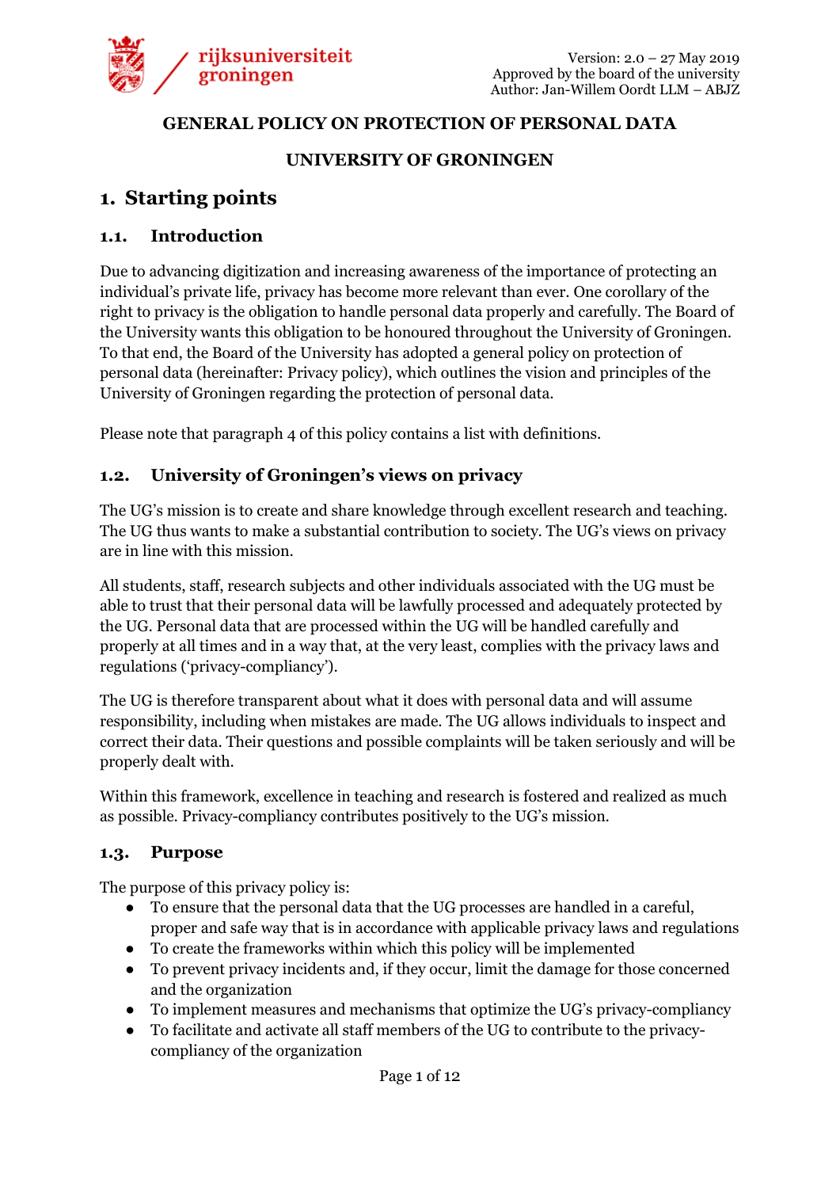Version: 2.0 – 27 May 2019
Approved by the board of the university
Author: Jan-Willem Oordt LLM – ABJZ

**GENERAL POLICY ON PROTECTION OF PERSONAL DATA**

**UNIVERSITY OF GRONINGEN**

# 1. Starting points

## 1.1. Introduction

Due to advancing digitization and increasing awareness of the importance of protecting an individual's private life, privacy has become more relevant than ever. One corollary of the right to privacy is the obligation to handle personal data properly and carefully. The Board of the University wants this obligation to be honoured throughout the University of Groningen. To that end, the Board of the University has adopted a general policy on protection of personal data (hereinafter: Privacy policy), which outlines the vision and principles of the University of Groningen regarding the protection of personal data.

Please note that paragraph 4 of this policy contains a list with definitions.

## 1.2. University of Groningen's views on privacy

The UG's mission is to create and share knowledge through excellent research and teaching. The UG thus wants to make a substantial contribution to society. The UG's views on privacy are in line with this mission.

All students, staff, research subjects and other individuals associated with the UG must be able to trust that their personal data will be lawfully processed and adequately protected by the UG. Personal data that are processed within the UG will be handled carefully and properly at all times and in a way that, at the very least, complies with the privacy laws and regulations ('privacy-compliancy').

The UG is therefore transparent about what it does with personal data and will assume responsibility, including when mistakes are made. The UG allows individuals to inspect and correct their data. Their questions and possible complaints will be taken seriously and will be properly dealt with.

Within this framework, excellence in teaching and research is fostered and realized as much as possible. Privacy-compliancy contributes positively to the UG's mission.

## 1.3. Purpose

The purpose of this privacy policy is:

- To ensure that the personal data that the UG processes are handled in a careful, proper and safe way that is in accordance with applicable privacy laws and regulations
- To create the frameworks within which this policy will be implemented
- To prevent privacy incidents and, if they occur, limit the damage for those concerned and the organization
- To implement measures and mechanisms that optimize the UG's privacy-compliancy
- To facilitate and activate all staff members of the UG to contribute to the privacy-compliancy of the organization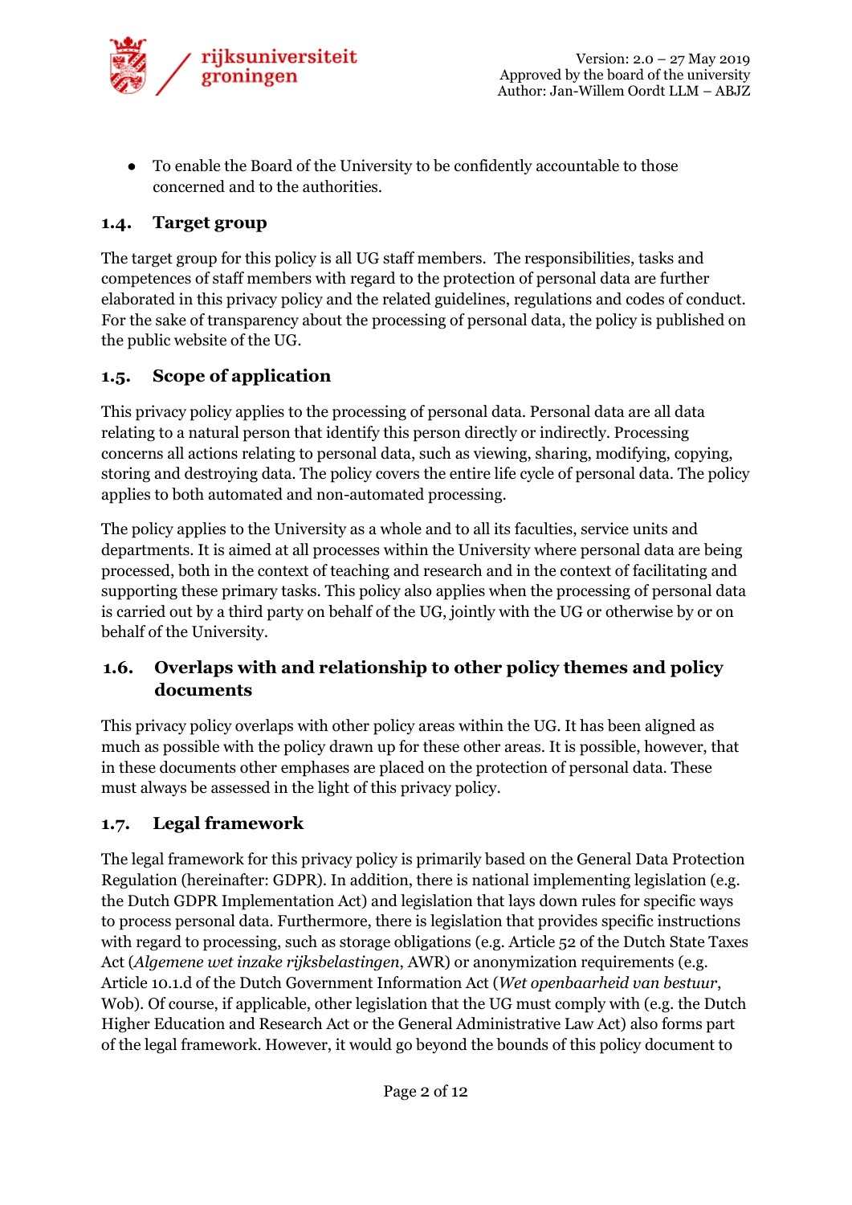- To enable the Board of the University to be confidently accountable to those concerned and to the authorities.

### 1.4. Target group

The target group for this policy is all UG staff members. The responsibilities, tasks and competences of staff members with regard to the protection of personal data are further elaborated in this privacy policy and the related guidelines, regulations and codes of conduct. For the sake of transparency about the processing of personal data, the policy is published on the public website of the UG.

### 1.5. Scope of application

This privacy policy applies to the processing of personal data. Personal data are all data relating to a natural person that identify this person directly or indirectly. Processing concerns all actions relating to personal data, such as viewing, sharing, modifying, copying, storing and destroying data. The policy covers the entire life cycle of personal data. The policy applies to both automated and non-automated processing.

The policy applies to the University as a whole and to all its faculties, service units and departments. It is aimed at all processes within the University where personal data are being processed, both in the context of teaching and research and in the context of facilitating and supporting these primary tasks. This policy also applies when the processing of personal data is carried out by a third party on behalf of the UG, jointly with the UG or otherwise by or on behalf of the University.

### 1.6. Overlaps with and relationship to other policy themes and policy documents

This privacy policy overlaps with other policy areas within the UG. It has been aligned as much as possible with the policy drawn up for these other areas. It is possible, however, that in these documents other emphases are placed on the protection of personal data. These must always be assessed in the light of this privacy policy.

### 1.7. Legal framework

The legal framework for this privacy policy is primarily based on the General Data Protection Regulation (hereinafter: GDPR). In addition, there is national implementing legislation (e.g. the Dutch GDPR Implementation Act) and legislation that lays down rules for specific ways to process personal data. Furthermore, there is legislation that provides specific instructions with regard to processing, such as storage obligations (e.g. Article 52 of the Dutch State Taxes Act (*Algemene wet inzake rijksbelastingen*, AWR) or anonymization requirements (e.g. Article 10.1.d of the Dutch Government Information Act (*Wet openbaarheid van bestuur*, Wob). Of course, if applicable, other legislation that the UG must comply with (e.g. the Dutch Higher Education and Research Act or the General Administrative Law Act) also forms part of the legal framework. However, it would go beyond the bounds of this policy document to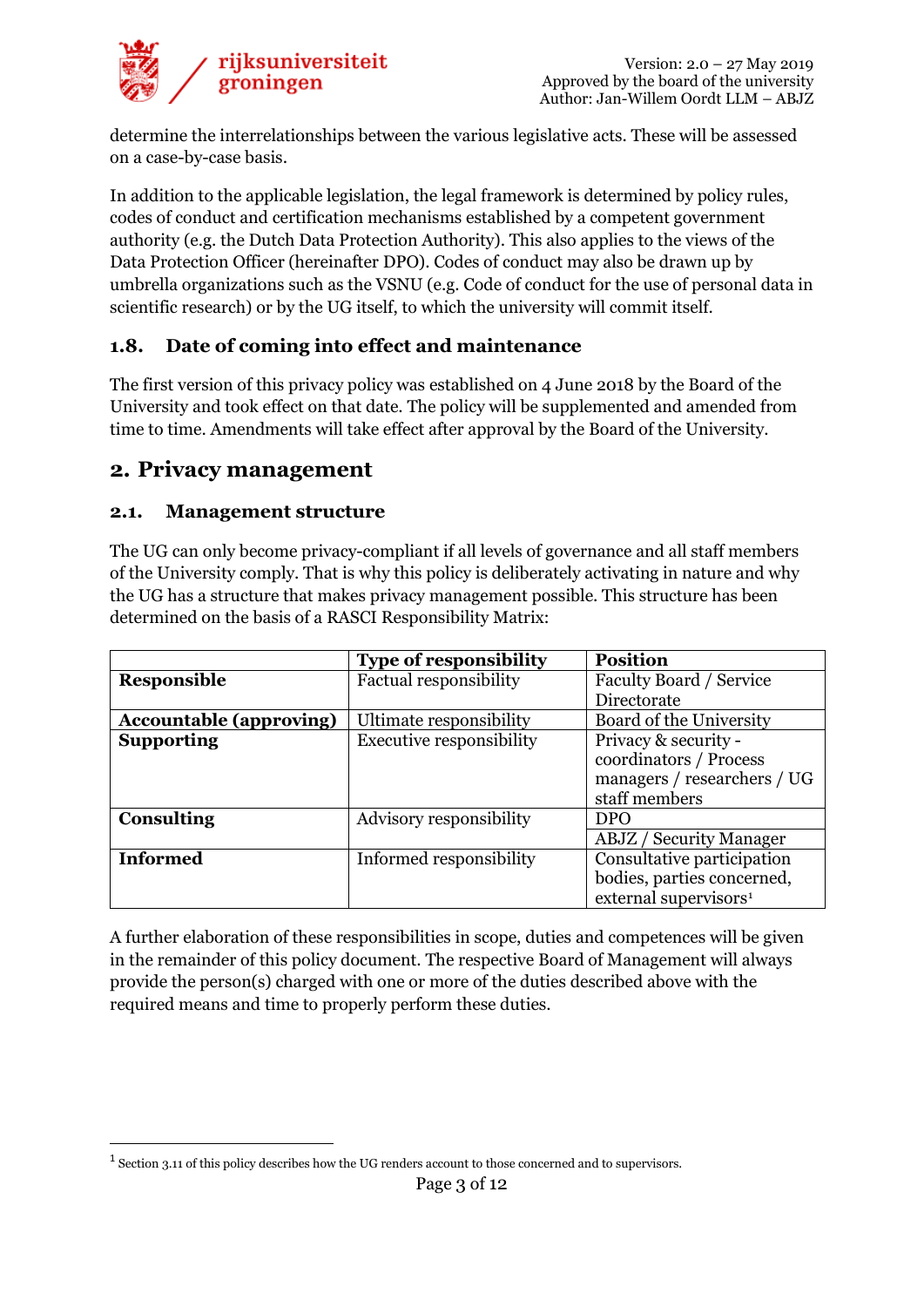determine the interrelationships between the various legislative acts. These will be assessed on a case-by-case basis.

In addition to the applicable legislation, the legal framework is determined by policy rules, codes of conduct and certification mechanisms established by a competent government authority (e.g. the Dutch Data Protection Authority). This also applies to the views of the Data Protection Officer (hereinafter DPO). Codes of conduct may also be drawn up by umbrella organizations such as the VSNU (e.g. Code of conduct for the use of personal data in scientific research) or by the UG itself, to which the university will commit itself.

### 1.8. Date of coming into effect and maintenance

The first version of this privacy policy was established on 4 June 2018 by the Board of the University and took effect on that date. The policy will be supplemented and amended from time to time. Amendments will take effect after approval by the Board of the University.

## 2. Privacy management

### 2.1. Management structure

The UG can only become privacy-compliant if all levels of governance and all staff members of the University comply. That is why this policy is deliberately activating in nature and why the UG has a structure that makes privacy management possible. This structure has been determined on the basis of a RASCI Responsibility Matrix:

| | **Type of responsibility** | **Position** |
|---|---|---|
| **Responsible** | Factual responsibility | Faculty Board / Service Directorate |
| **Accountable (approving)** | Ultimate responsibility | Board of the University |
| **Supporting** | Executive responsibility | Privacy & security - coordinators / Process managers / researchers / UG staff members |
| **Consulting** | Advisory responsibility | DPO |
| | | ABJZ / Security Manager |
| **Informed** | Informed responsibility | Consultative participation bodies, parties concerned, external supervisors[1] |

A further elaboration of these responsibilities in scope, duties and competences will be given in the remainder of this policy document. The respective Board of Management will always provide the person(s) charged with one or more of the duties described above with the required means and time to properly perform these duties.

[1] Section 3.11 of this policy describes how the UG renders account to those concerned and to supervisors.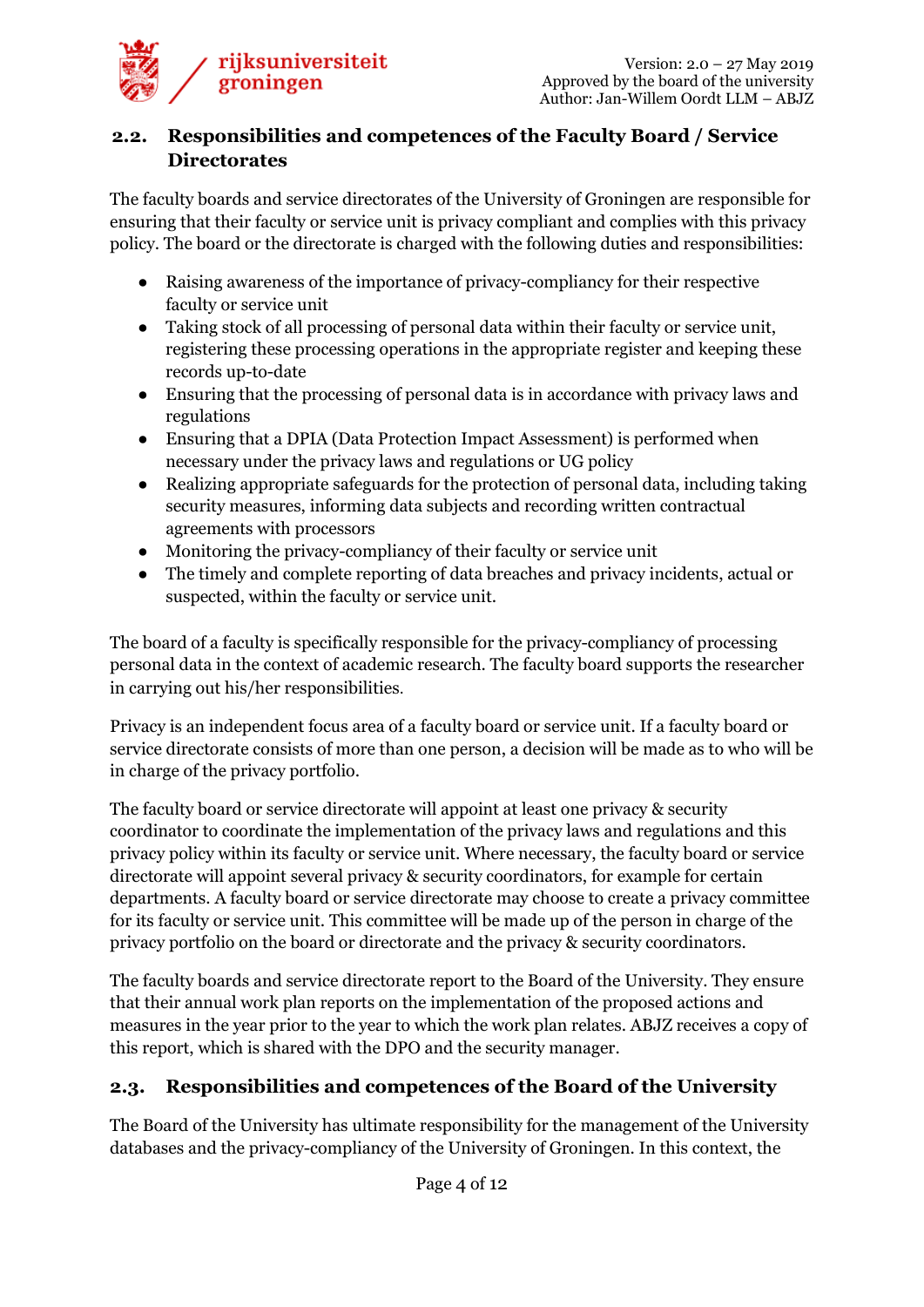## 2.2. Responsibilities and competences of the Faculty Board / Service Directorates

The faculty boards and service directorates of the University of Groningen are responsible for ensuring that their faculty or service unit is privacy compliant and complies with this privacy policy. The board or the directorate is charged with the following duties and responsibilities:

- Raising awareness of the importance of privacy-compliancy for their respective faculty or service unit
- Taking stock of all processing of personal data within their faculty or service unit, registering these processing operations in the appropriate register and keeping these records up-to-date
- Ensuring that the processing of personal data is in accordance with privacy laws and regulations
- Ensuring that a DPIA (Data Protection Impact Assessment) is performed when necessary under the privacy laws and regulations or UG policy
- Realizing appropriate safeguards for the protection of personal data, including taking security measures, informing data subjects and recording written contractual agreements with processors
- Monitoring the privacy-compliancy of their faculty or service unit
- The timely and complete reporting of data breaches and privacy incidents, actual or suspected, within the faculty or service unit.

The board of a faculty is specifically responsible for the privacy-compliancy of processing personal data in the context of academic research. The faculty board supports the researcher in carrying out his/her responsibilities.

Privacy is an independent focus area of a faculty board or service unit. If a faculty board or service directorate consists of more than one person, a decision will be made as to who will be in charge of the privacy portfolio.

The faculty board or service directorate will appoint at least one privacy & security coordinator to coordinate the implementation of the privacy laws and regulations and this privacy policy within its faculty or service unit. Where necessary, the faculty board or service directorate will appoint several privacy & security coordinators, for example for certain departments. A faculty board or service directorate may choose to create a privacy committee for its faculty or service unit. This committee will be made up of the person in charge of the privacy portfolio on the board or directorate and the privacy & security coordinators.

The faculty boards and service directorate report to the Board of the University. They ensure that their annual work plan reports on the implementation of the proposed actions and measures in the year prior to the year to which the work plan relates. ABJZ receives a copy of this report, which is shared with the DPO and the security manager.

## 2.3. Responsibilities and competences of the Board of the University

The Board of the University has ultimate responsibility for the management of the University databases and the privacy-compliancy of the University of Groningen. In this context, the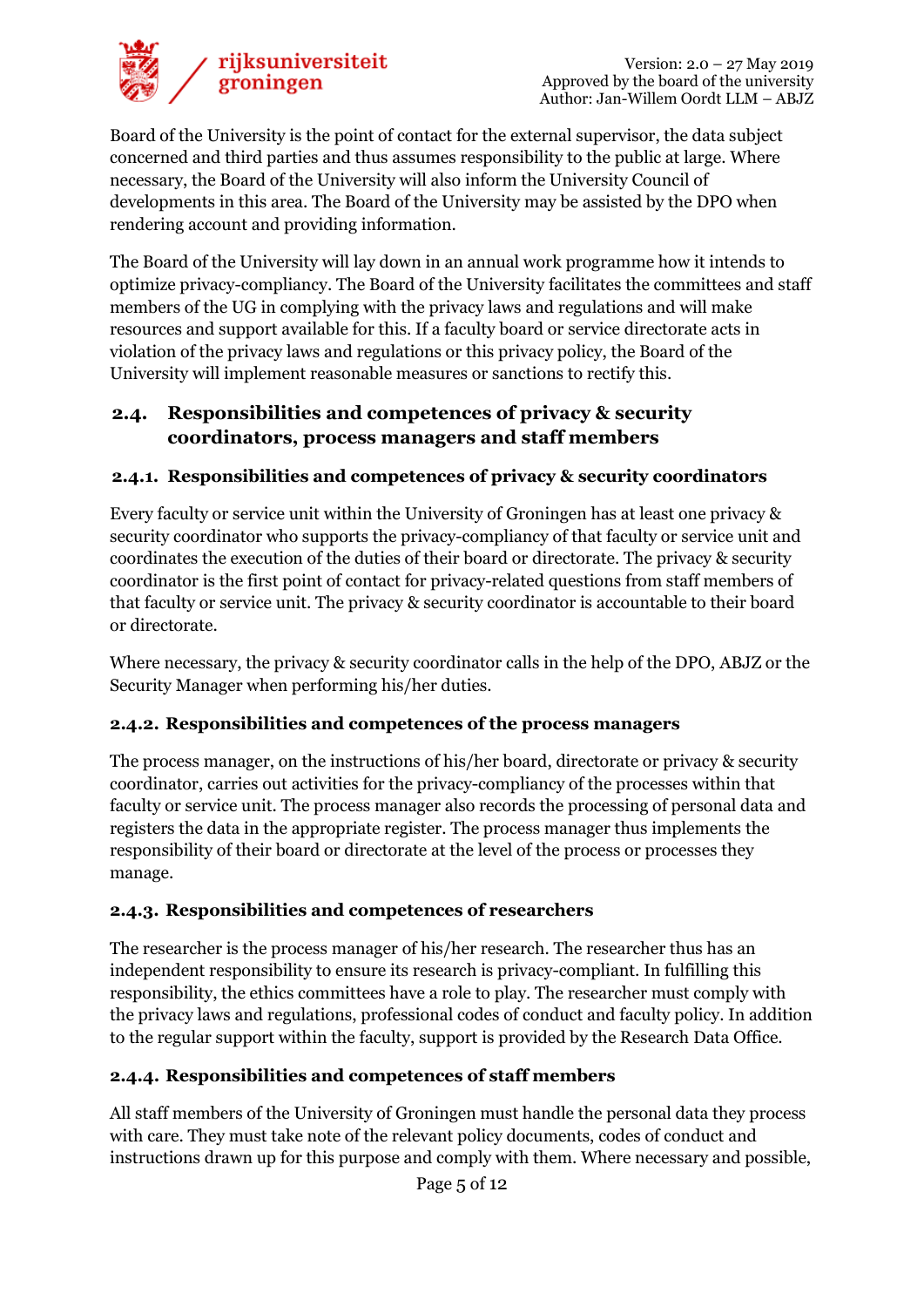Board of the University is the point of contact for the external supervisor, the data subject concerned and third parties and thus assumes responsibility to the public at large. Where necessary, the Board of the University will also inform the University Council of developments in this area. The Board of the University may be assisted by the DPO when rendering account and providing information.

The Board of the University will lay down in an annual work programme how it intends to optimize privacy-compliancy. The Board of the University facilitates the committees and staff members of the UG in complying with the privacy laws and regulations and will make resources and support available for this. If a faculty board or service directorate acts in violation of the privacy laws and regulations or this privacy policy, the Board of the University will implement reasonable measures or sanctions to rectify this.

## 2.4. Responsibilities and competences of privacy & security coordinators, process managers and staff members

### 2.4.1. Responsibilities and competences of privacy & security coordinators

Every faculty or service unit within the University of Groningen has at least one privacy & security coordinator who supports the privacy-compliancy of that faculty or service unit and coordinates the execution of the duties of their board or directorate. The privacy & security coordinator is the first point of contact for privacy-related questions from staff members of that faculty or service unit. The privacy & security coordinator is accountable to their board or directorate.

Where necessary, the privacy & security coordinator calls in the help of the DPO, ABJZ or the Security Manager when performing his/her duties.

### 2.4.2. Responsibilities and competences of the process managers

The process manager, on the instructions of his/her board, directorate or privacy & security coordinator, carries out activities for the privacy-compliancy of the processes within that faculty or service unit. The process manager also records the processing of personal data and registers the data in the appropriate register. The process manager thus implements the responsibility of their board or directorate at the level of the process or processes they manage.

### 2.4.3. Responsibilities and competences of researchers

The researcher is the process manager of his/her research. The researcher thus has an independent responsibility to ensure its research is privacy-compliant. In fulfilling this responsibility, the ethics committees have a role to play. The researcher must comply with the privacy laws and regulations, professional codes of conduct and faculty policy. In addition to the regular support within the faculty, support is provided by the Research Data Office.

### 2.4.4. Responsibilities and competences of staff members

All staff members of the University of Groningen must handle the personal data they process with care. They must take note of the relevant policy documents, codes of conduct and instructions drawn up for this purpose and comply with them. Where necessary and possible,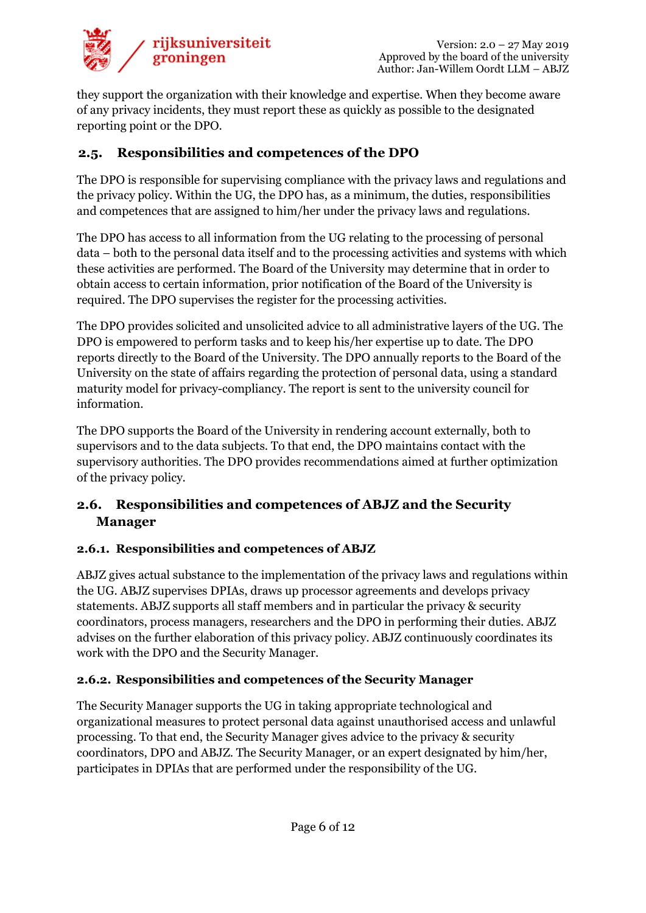they support the organization with their knowledge and expertise. When they become aware of any privacy incidents, they must report these as quickly as possible to the designated reporting point or the DPO.

## 2.5. Responsibilities and competences of the DPO

The DPO is responsible for supervising compliance with the privacy laws and regulations and the privacy policy. Within the UG, the DPO has, as a minimum, the duties, responsibilities and competences that are assigned to him/her under the privacy laws and regulations.

The DPO has access to all information from the UG relating to the processing of personal data – both to the personal data itself and to the processing activities and systems with which these activities are performed. The Board of the University may determine that in order to obtain access to certain information, prior notification of the Board of the University is required. The DPO supervises the register for the processing activities.

The DPO provides solicited and unsolicited advice to all administrative layers of the UG. The DPO is empowered to perform tasks and to keep his/her expertise up to date. The DPO reports directly to the Board of the University. The DPO annually reports to the Board of the University on the state of affairs regarding the protection of personal data, using a standard maturity model for privacy-compliancy. The report is sent to the university council for information.

The DPO supports the Board of the University in rendering account externally, both to supervisors and to the data subjects. To that end, the DPO maintains contact with the supervisory authorities. The DPO provides recommendations aimed at further optimization of the privacy policy.

## 2.6. Responsibilities and competences of ABJZ and the Security Manager

### 2.6.1. Responsibilities and competences of ABJZ

ABJZ gives actual substance to the implementation of the privacy laws and regulations within the UG. ABJZ supervises DPIAs, draws up processor agreements and develops privacy statements. ABJZ supports all staff members and in particular the privacy & security coordinators, process managers, researchers and the DPO in performing their duties. ABJZ advises on the further elaboration of this privacy policy. ABJZ continuously coordinates its work with the DPO and the Security Manager.

### 2.6.2. Responsibilities and competences of the Security Manager

The Security Manager supports the UG in taking appropriate technological and organizational measures to protect personal data against unauthorised access and unlawful processing. To that end, the Security Manager gives advice to the privacy & security coordinators, DPO and ABJZ. The Security Manager, or an expert designated by him/her, participates in DPIAs that are performed under the responsibility of the UG.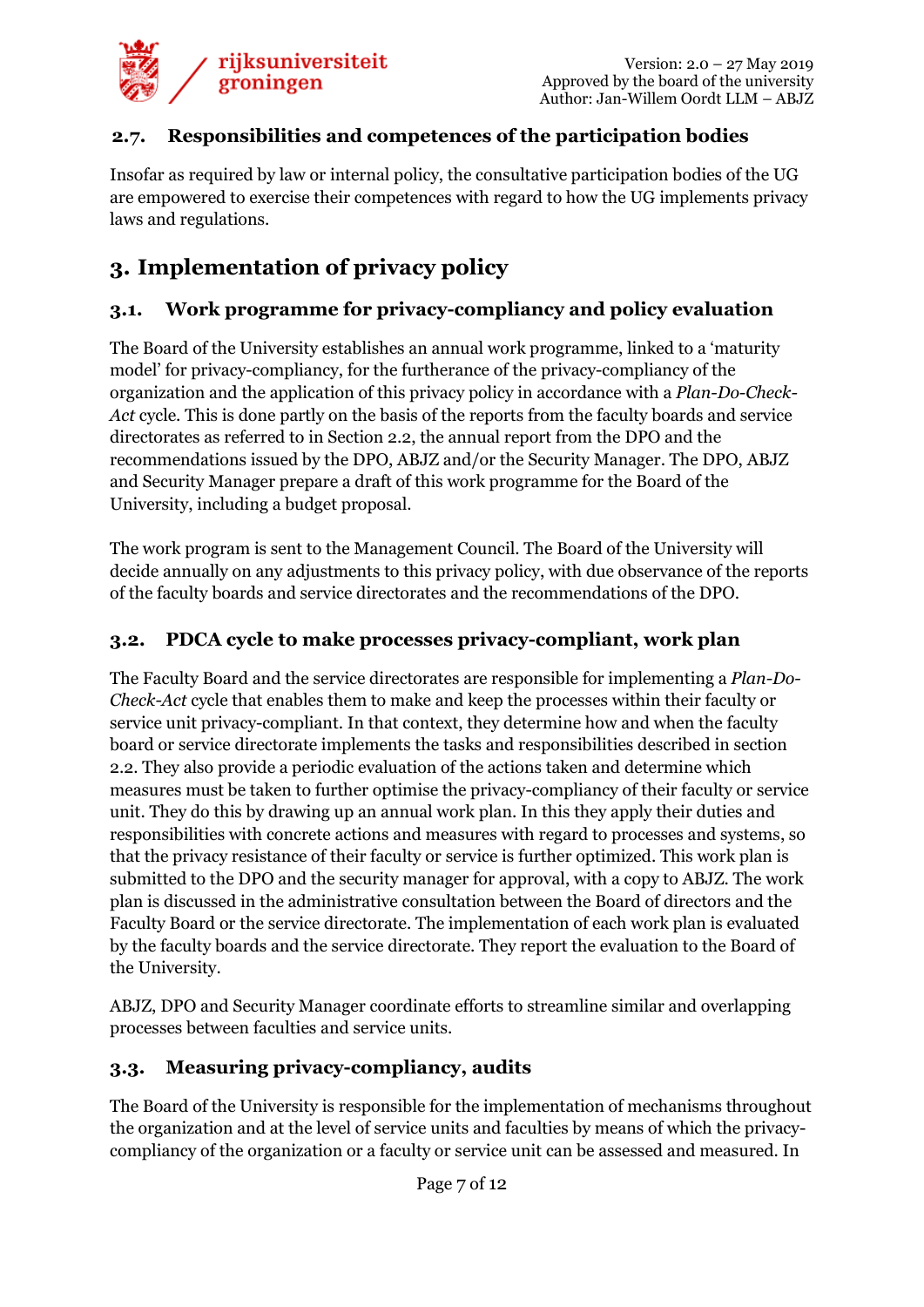## 2.7. Responsibilities and competences of the participation bodies

Insofar as required by law or internal policy, the consultative participation bodies of the UG are empowered to exercise their competences with regard to how the UG implements privacy laws and regulations.

# 3. Implementation of privacy policy

## 3.1. Work programme for privacy-compliancy and policy evaluation

The Board of the University establishes an annual work programme, linked to a 'maturity model' for privacy-compliancy, for the furtherance of the privacy-compliancy of the organization and the application of this privacy policy in accordance with a *Plan-Do-Check-Act* cycle. This is done partly on the basis of the reports from the faculty boards and service directorates as referred to in Section 2.2, the annual report from the DPO and the recommendations issued by the DPO, ABJZ and/or the Security Manager. The DPO, ABJZ and Security Manager prepare a draft of this work programme for the Board of the University, including a budget proposal.

The work program is sent to the Management Council. The Board of the University will decide annually on any adjustments to this privacy policy, with due observance of the reports of the faculty boards and service directorates and the recommendations of the DPO.

## 3.2. PDCA cycle to make processes privacy-compliant, work plan

The Faculty Board and the service directorates are responsible for implementing a *Plan-Do-Check-Act* cycle that enables them to make and keep the processes within their faculty or service unit privacy-compliant. In that context, they determine how and when the faculty board or service directorate implements the tasks and responsibilities described in section 2.2. They also provide a periodic evaluation of the actions taken and determine which measures must be taken to further optimise the privacy-compliancy of their faculty or service unit. They do this by drawing up an annual work plan. In this they apply their duties and responsibilities with concrete actions and measures with regard to processes and systems, so that the privacy resistance of their faculty or service is further optimized. This work plan is submitted to the DPO and the security manager for approval, with a copy to ABJZ. The work plan is discussed in the administrative consultation between the Board of directors and the Faculty Board or the service directorate. The implementation of each work plan is evaluated by the faculty boards and the service directorate. They report the evaluation to the Board of the University.

ABJZ, DPO and Security Manager coordinate efforts to streamline similar and overlapping processes between faculties and service units.

## 3.3. Measuring privacy-compliancy, audits

The Board of the University is responsible for the implementation of mechanisms throughout the organization and at the level of service units and faculties by means of which the privacy-compliancy of the organization or a faculty or service unit can be assessed and measured. In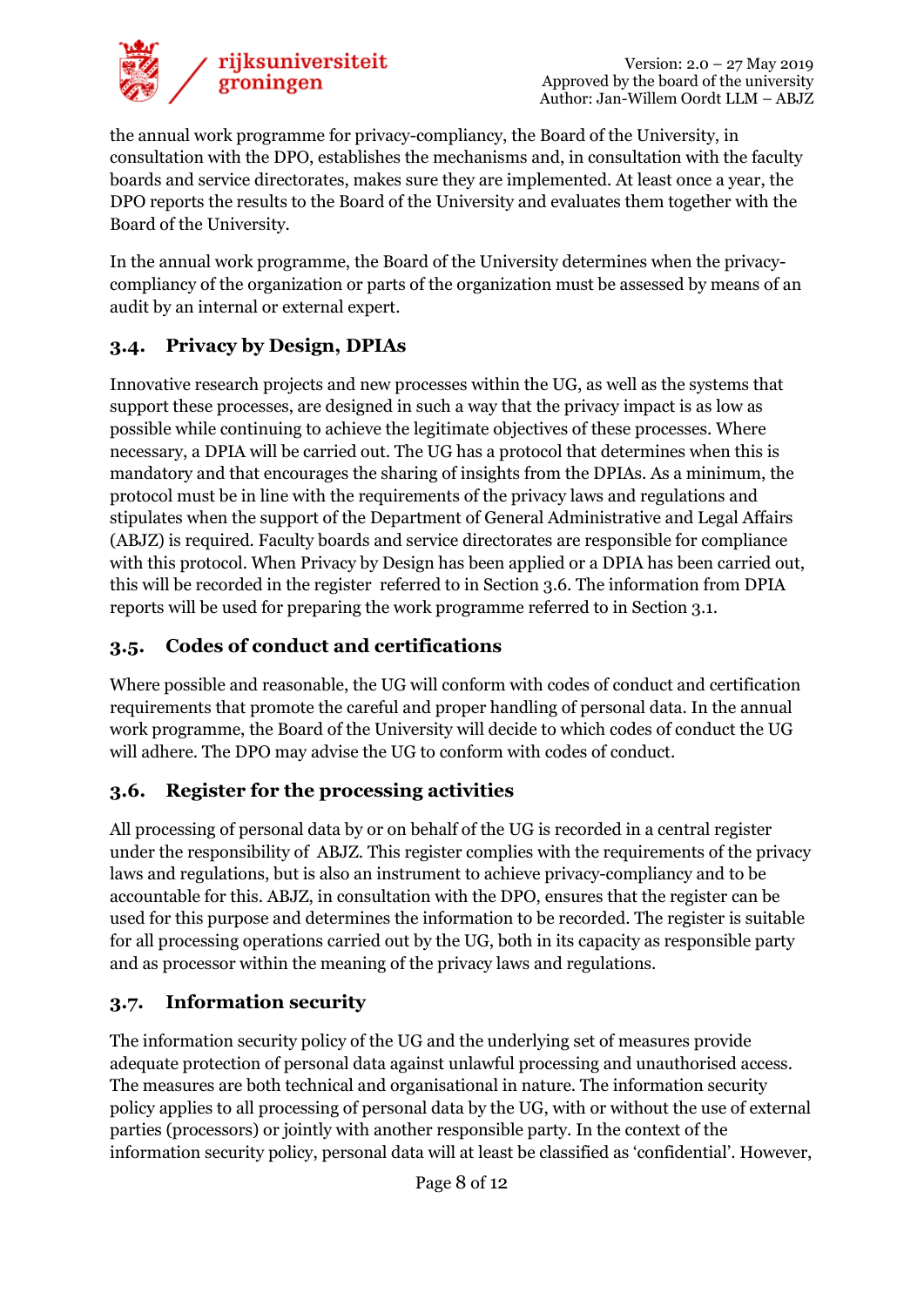the annual work programme for privacy-compliancy, the Board of the University, in consultation with the DPO, establishes the mechanisms and, in consultation with the faculty boards and service directorates, makes sure they are implemented. At least once a year, the DPO reports the results to the Board of the University and evaluates them together with the Board of the University.

In the annual work programme, the Board of the University determines when the privacy-compliancy of the organization or parts of the organization must be assessed by means of an audit by an internal or external expert.

### 3.4. Privacy by Design, DPIAs

Innovative research projects and new processes within the UG, as well as the systems that support these processes, are designed in such a way that the privacy impact is as low as possible while continuing to achieve the legitimate objectives of these processes. Where necessary, a DPIA will be carried out. The UG has a protocol that determines when this is mandatory and that encourages the sharing of insights from the DPIAs. As a minimum, the protocol must be in line with the requirements of the privacy laws and regulations and stipulates when the support of the Department of General Administrative and Legal Affairs (ABJZ) is required. Faculty boards and service directorates are responsible for compliance with this protocol. When Privacy by Design has been applied or a DPIA has been carried out, this will be recorded in the register referred to in Section 3.6. The information from DPIA reports will be used for preparing the work programme referred to in Section 3.1.

### 3.5. Codes of conduct and certifications

Where possible and reasonable, the UG will conform with codes of conduct and certification requirements that promote the careful and proper handling of personal data. In the annual work programme, the Board of the University will decide to which codes of conduct the UG will adhere. The DPO may advise the UG to conform with codes of conduct.

### 3.6. Register for the processing activities

All processing of personal data by or on behalf of the UG is recorded in a central register under the responsibility of ABJZ. This register complies with the requirements of the privacy laws and regulations, but is also an instrument to achieve privacy-compliancy and to be accountable for this. ABJZ, in consultation with the DPO, ensures that the register can be used for this purpose and determines the information to be recorded. The register is suitable for all processing operations carried out by the UG, both in its capacity as responsible party and as processor within the meaning of the privacy laws and regulations.

### 3.7. Information security

The information security policy of the UG and the underlying set of measures provide adequate protection of personal data against unlawful processing and unauthorised access. The measures are both technical and organisational in nature. The information security policy applies to all processing of personal data by the UG, with or without the use of external parties (processors) or jointly with another responsible party. In the context of the information security policy, personal data will at least be classified as 'confidential'. However,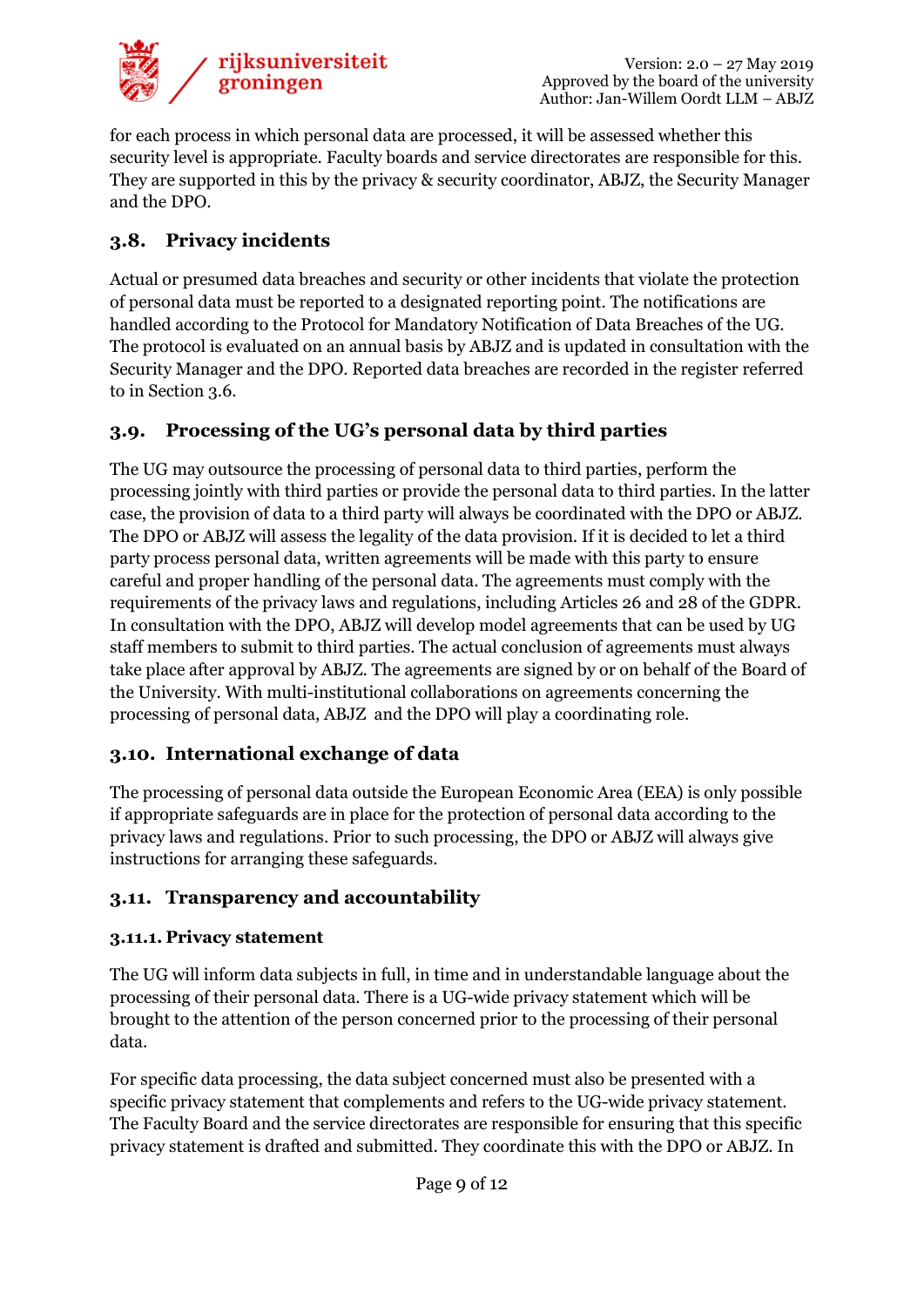for each process in which personal data are processed, it will be assessed whether this security level is appropriate. Faculty boards and service directorates are responsible for this. They are supported in this by the privacy & security coordinator, ABJZ, the Security Manager and the DPO.

## 3.8. Privacy incidents

Actual or presumed data breaches and security or other incidents that violate the protection of personal data must be reported to a designated reporting point. The notifications are handled according to the Protocol for Mandatory Notification of Data Breaches of the UG. The protocol is evaluated on an annual basis by ABJZ and is updated in consultation with the Security Manager and the DPO. Reported data breaches are recorded in the register referred to in Section 3.6.

## 3.9. Processing of the UG's personal data by third parties

The UG may outsource the processing of personal data to third parties, perform the processing jointly with third parties or provide the personal data to third parties. In the latter case, the provision of data to a third party will always be coordinated with the DPO or ABJZ. The DPO or ABJZ will assess the legality of the data provision. If it is decided to let a third party process personal data, written agreements will be made with this party to ensure careful and proper handling of the personal data. The agreements must comply with the requirements of the privacy laws and regulations, including Articles 26 and 28 of the GDPR. In consultation with the DPO, ABJZ will develop model agreements that can be used by UG staff members to submit to third parties. The actual conclusion of agreements must always take place after approval by ABJZ. The agreements are signed by or on behalf of the Board of the University. With multi-institutional collaborations on agreements concerning the processing of personal data, ABJZ and the DPO will play a coordinating role.

## 3.10. International exchange of data

The processing of personal data outside the European Economic Area (EEA) is only possible if appropriate safeguards are in place for the protection of personal data according to the privacy laws and regulations. Prior to such processing, the DPO or ABJZ will always give instructions for arranging these safeguards.

## 3.11. Transparency and accountability

### 3.11.1. Privacy statement

The UG will inform data subjects in full, in time and in understandable language about the processing of their personal data. There is a UG-wide privacy statement which will be brought to the attention of the person concerned prior to the processing of their personal data.

For specific data processing, the data subject concerned must also be presented with a specific privacy statement that complements and refers to the UG-wide privacy statement. The Faculty Board and the service directorates are responsible for ensuring that this specific privacy statement is drafted and submitted. They coordinate this with the DPO or ABJZ. In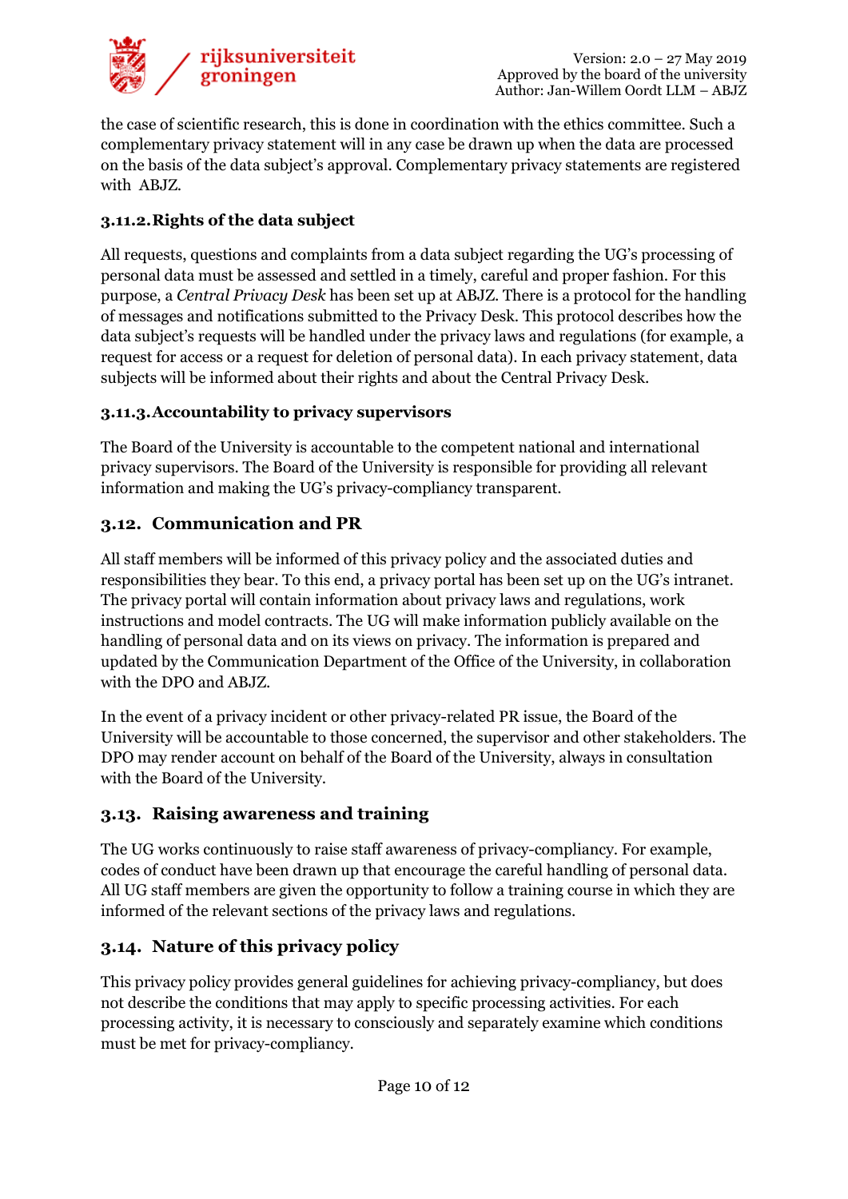the case of scientific research, this is done in coordination with the ethics committee. Such a complementary privacy statement will in any case be drawn up when the data are processed on the basis of the data subject's approval. Complementary privacy statements are registered with ABJZ.

#### 3.11.2. Rights of the data subject

All requests, questions and complaints from a data subject regarding the UG's processing of personal data must be assessed and settled in a timely, careful and proper fashion. For this purpose, a *Central Privacy Desk* has been set up at ABJZ. There is a protocol for the handling of messages and notifications submitted to the Privacy Desk. This protocol describes how the data subject's requests will be handled under the privacy laws and regulations (for example, a request for access or a request for deletion of personal data). In each privacy statement, data subjects will be informed about their rights and about the Central Privacy Desk.

#### 3.11.3. Accountability to privacy supervisors

The Board of the University is accountable to the competent national and international privacy supervisors. The Board of the University is responsible for providing all relevant information and making the UG's privacy-compliancy transparent.

### 3.12. Communication and PR

All staff members will be informed of this privacy policy and the associated duties and responsibilities they bear. To this end, a privacy portal has been set up on the UG's intranet. The privacy portal will contain information about privacy laws and regulations, work instructions and model contracts. The UG will make information publicly available on the handling of personal data and on its views on privacy. The information is prepared and updated by the Communication Department of the Office of the University, in collaboration with the DPO and ABJZ.

In the event of a privacy incident or other privacy-related PR issue, the Board of the University will be accountable to those concerned, the supervisor and other stakeholders. The DPO may render account on behalf of the Board of the University, always in consultation with the Board of the University.

### 3.13. Raising awareness and training

The UG works continuously to raise staff awareness of privacy-compliancy. For example, codes of conduct have been drawn up that encourage the careful handling of personal data. All UG staff members are given the opportunity to follow a training course in which they are informed of the relevant sections of the privacy laws and regulations.

### 3.14. Nature of this privacy policy

This privacy policy provides general guidelines for achieving privacy-compliancy, but does not describe the conditions that may apply to specific processing activities. For each processing activity, it is necessary to consciously and separately examine which conditions must be met for privacy-compliancy.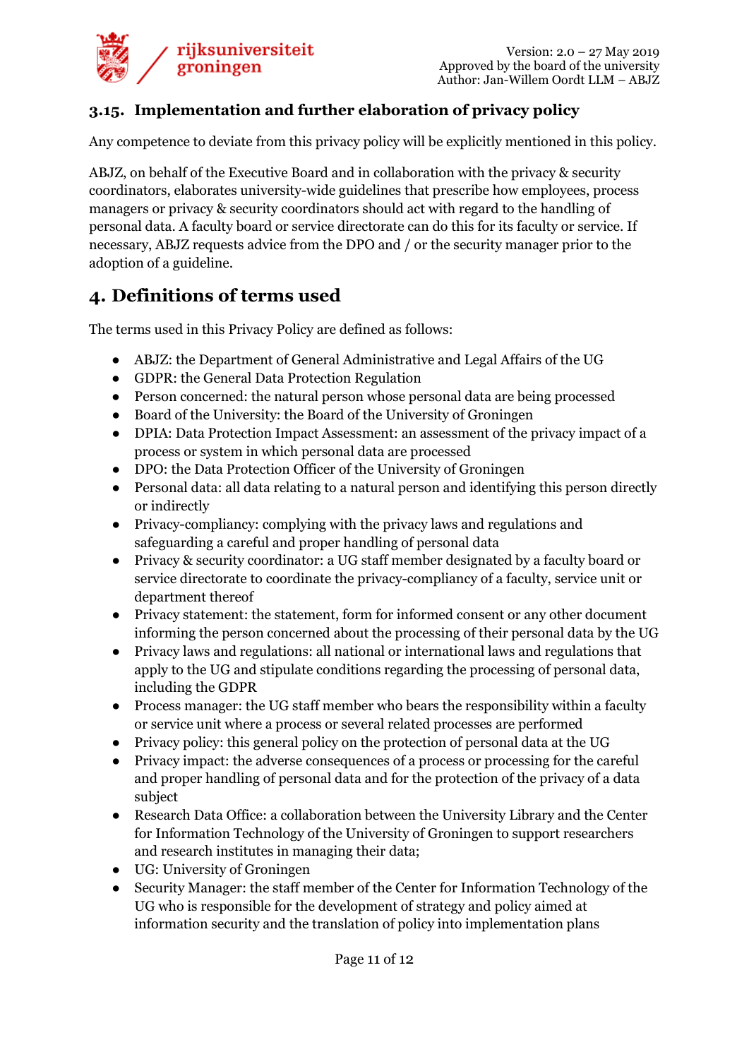### 3.15. Implementation and further elaboration of privacy policy

Any competence to deviate from this privacy policy will be explicitly mentioned in this policy.

ABJZ, on behalf of the Executive Board and in collaboration with the privacy & security coordinators, elaborates university-wide guidelines that prescribe how employees, process managers or privacy & security coordinators should act with regard to the handling of personal data. A faculty board or service directorate can do this for its faculty or service. If necessary, ABJZ requests advice from the DPO and / or the security manager prior to the adoption of a guideline.

## 4. Definitions of terms used

The terms used in this Privacy Policy are defined as follows:

- ABJZ: the Department of General Administrative and Legal Affairs of the UG
- GDPR: the General Data Protection Regulation
- Person concerned: the natural person whose personal data are being processed
- Board of the University: the Board of the University of Groningen
- DPIA: Data Protection Impact Assessment: an assessment of the privacy impact of a process or system in which personal data are processed
- DPO: the Data Protection Officer of the University of Groningen
- Personal data: all data relating to a natural person and identifying this person directly or indirectly
- Privacy-compliancy: complying with the privacy laws and regulations and safeguarding a careful and proper handling of personal data
- Privacy & security coordinator: a UG staff member designated by a faculty board or service directorate to coordinate the privacy-compliancy of a faculty, service unit or department thereof
- Privacy statement: the statement, form for informed consent or any other document informing the person concerned about the processing of their personal data by the UG
- Privacy laws and regulations: all national or international laws and regulations that apply to the UG and stipulate conditions regarding the processing of personal data, including the GDPR
- Process manager: the UG staff member who bears the responsibility within a faculty or service unit where a process or several related processes are performed
- Privacy policy: this general policy on the protection of personal data at the UG
- Privacy impact: the adverse consequences of a process or processing for the careful and proper handling of personal data and for the protection of the privacy of a data subject
- Research Data Office: a collaboration between the University Library and the Center for Information Technology of the University of Groningen to support researchers and research institutes in managing their data;
- UG: University of Groningen
- Security Manager: the staff member of the Center for Information Technology of the UG who is responsible for the development of strategy and policy aimed at information security and the translation of policy into implementation plans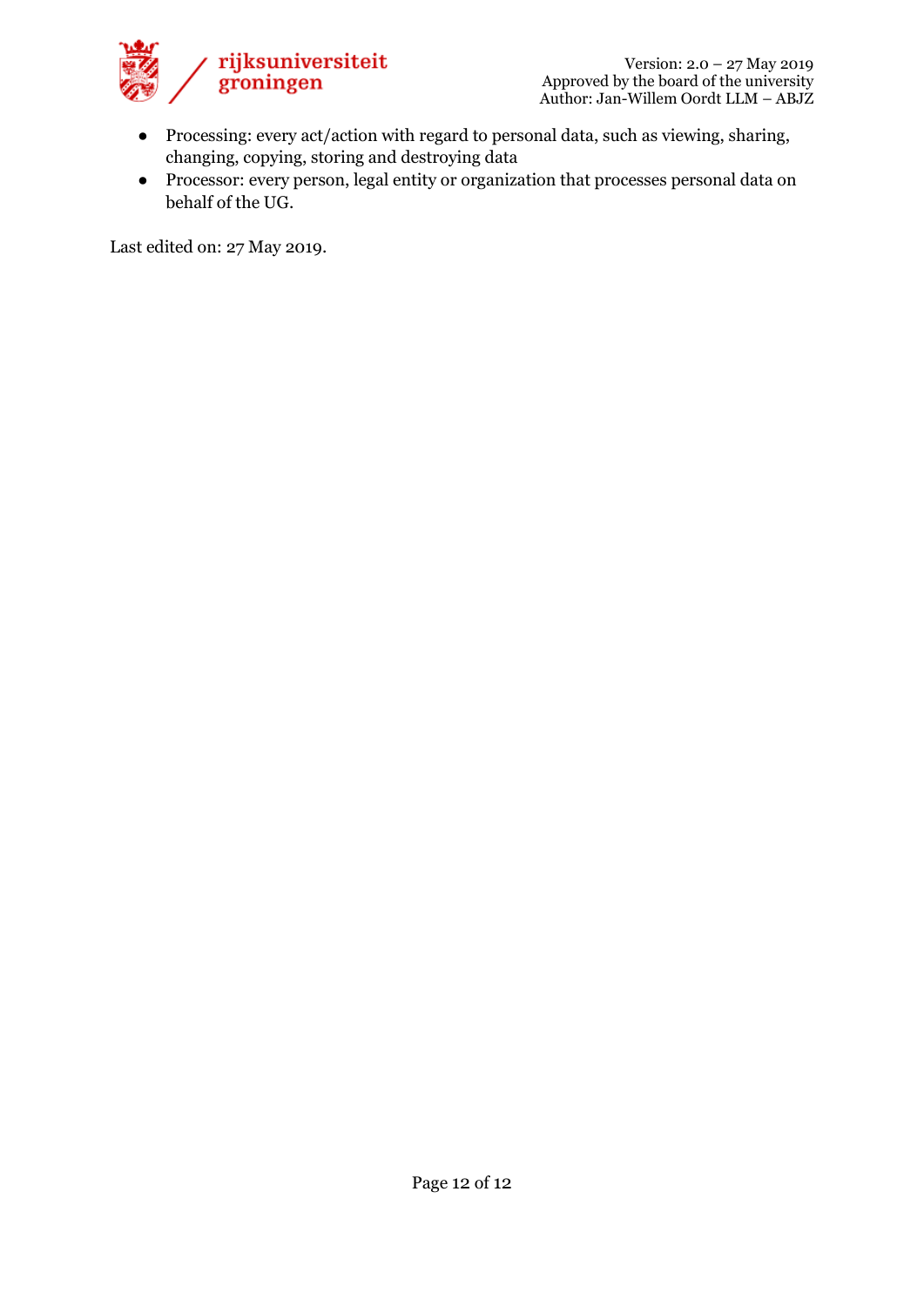- Processing: every act/action with regard to personal data, such as viewing, sharing, changing, copying, storing and destroying data
- Processor: every person, legal entity or organization that processes personal data on behalf of the UG.

Last edited on: 27 May 2019.